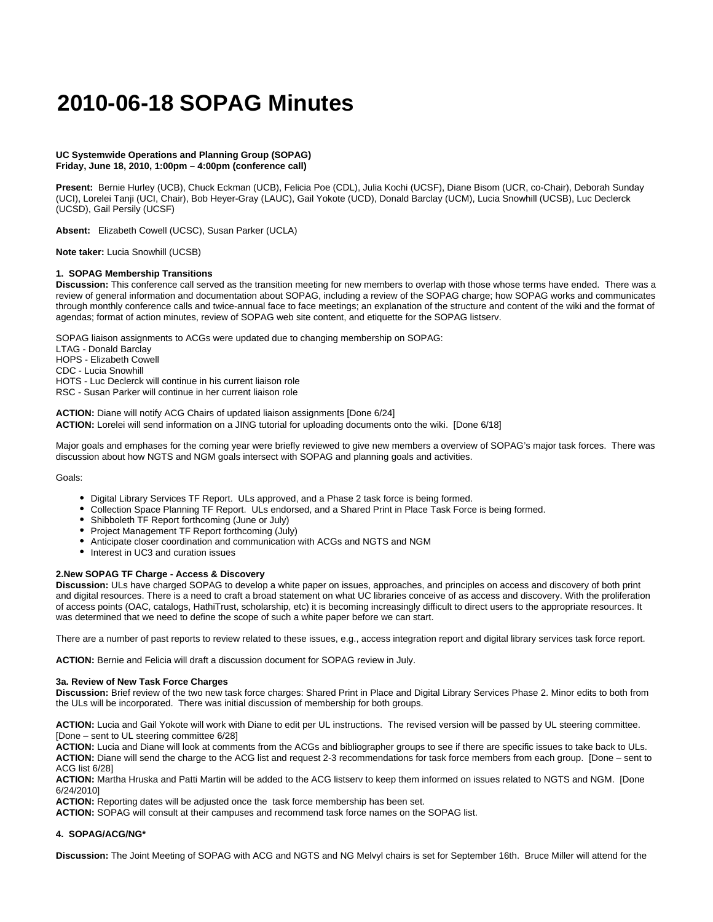# 2010-06-18 SOPAG Minutes

**UC Systemwide Operations and Planning Group (SOPAG)**
**Friday, June 18, 2010, 1:00pm – 4:00pm (conference call)**

**Present:** Bernie Hurley (UCB), Chuck Eckman (UCB), Felicia Poe (CDL), Julia Kochi (UCSF), Diane Bisom (UCR, co-Chair), Deborah Sunday (UCI), Lorelei Tanji (UCI, Chair), Bob Heyer-Gray (LAUC), Gail Yokote (UCD), Donald Barclay (UCM), Lucia Snowhill (UCSB), Luc Declerck (UCSD), Gail Persily (UCSF)

**Absent:** Elizabeth Cowell (UCSC), Susan Parker (UCLA)

**Note taker:** Lucia Snowhill (UCSB)

**1. SOPAG Membership Transitions**

**Discussion:** This conference call served as the transition meeting for new members to overlap with those whose terms have ended. There was a review of general information and documentation about SOPAG, including a review of the SOPAG charge; how SOPAG works and communicates through monthly conference calls and twice-annual face to face meetings; an explanation of the structure and content of the wiki and the format of agendas; format of action minutes, review of SOPAG web site content, and etiquette for the SOPAG listserv.

SOPAG liaison assignments to ACGs were updated due to changing membership on SOPAG:
LTAG - Donald Barclay
HOPS - Elizabeth Cowell
CDC - Lucia Snowhill
HOTS - Luc Declerck will continue in his current liaison role
RSC - Susan Parker will continue in her current liaison role

**ACTION:** Diane will notify ACG Chairs of updated liaison assignments [Done 6/24]
**ACTION:** Lorelei will send information on a JING tutorial for uploading documents onto the wiki. [Done 6/18]

Major goals and emphases for the coming year were briefly reviewed to give new members a overview of SOPAG's major task forces. There was discussion about how NGTS and NGM goals intersect with SOPAG and planning goals and activities.

Goals:

- Digital Library Services TF Report. ULs approved, and a Phase 2 task force is being formed.
- Collection Space Planning TF Report. ULs endorsed, and a Shared Print in Place Task Force is being formed.
- Shibboleth TF Report forthcoming (June or July)
- Project Management TF Report forthcoming (July)
- Anticipate closer coordination and communication with ACGs and NGTS and NGM
- Interest in UC3 and curation issues

**2.New SOPAG TF Charge - Access & Discovery**

**Discussion:** ULs have charged SOPAG to develop a white paper on issues, approaches, and principles on access and discovery of both print and digital resources. There is a need to craft a broad statement on what UC libraries conceive of as access and discovery. With the proliferation of access points (OAC, catalogs, HathiTrust, scholarship, etc) it is becoming increasingly difficult to direct users to the appropriate resources. It was determined that we need to define the scope of such a white paper before we can start.

There are a number of past reports to review related to these issues, e.g., access integration report and digital library services task force report.

**ACTION:** Bernie and Felicia will draft a discussion document for SOPAG review in July.

**3a. Review of New Task Force Charges**

**Discussion:** Brief review of the two new task force charges: Shared Print in Place and Digital Library Services Phase 2. Minor edits to both from the ULs will be incorporated. There was initial discussion of membership for both groups.

**ACTION:** Lucia and Gail Yokote will work with Diane to edit per UL instructions. The revised version will be passed by UL steering committee. [Done – sent to UL steering committee 6/28]
**ACTION:** Lucia and Diane will look at comments from the ACGs and bibliographer groups to see if there are specific issues to take back to ULs.
**ACTION:** Diane will send the charge to the ACG list and request 2-3 recommendations for task force members from each group. [Done – sent to ACG list 6/28]
**ACTION:** Martha Hruska and Patti Martin will be added to the ACG listserv to keep them informed on issues related to NGTS and NGM. [Done 6/24/2010]
**ACTION:** Reporting dates will be adjusted once the task force membership has been set.
**ACTION:** SOPAG will consult at their campuses and recommend task force names on the SOPAG list.

**4. SOPAG/ACG/NG***

**Discussion:** The Joint Meeting of SOPAG with ACG and NGTS and NG Melvyl chairs is set for September 16th. Bruce Miller will attend for the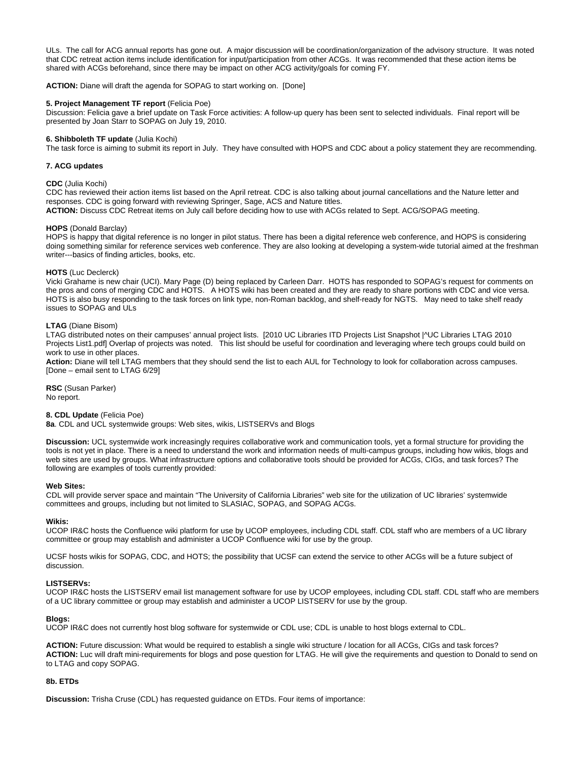ULs. The call for ACG annual reports has gone out. A major discussion will be coordination/organization of the advisory structure. It was noted that CDC retreat action items include identification for input/participation from other ACGs. It was recommended that these action items be shared with ACGs beforehand, since there may be impact on other ACG activity/goals for coming FY.

**ACTION:** Diane will draft the agenda for SOPAG to start working on. [Done]

**5. Project Management TF report** (Felicia Poe)
Discussion: Felicia gave a brief update on Task Force activities: A follow-up query has been sent to selected individuals. Final report will be presented by Joan Starr to SOPAG on July 19, 2010.

**6. Shibboleth TF update** (Julia Kochi)
The task force is aiming to submit its report in July. They have consulted with HOPS and CDC about a policy statement they are recommending.

**7. ACG updates**

**CDC** (Julia Kochi)
CDC has reviewed their action items list based on the April retreat. CDC is also talking about journal cancellations and the Nature letter and responses. CDC is going forward with reviewing Springer, Sage, ACS and Nature titles.
**ACTION:** Discuss CDC Retreat items on July call before deciding how to use with ACGs related to Sept. ACG/SOPAG meeting.

**HOPS** (Donald Barclay)
HOPS is happy that digital reference is no longer in pilot status. There has been a digital reference web conference, and HOPS is considering doing something similar for reference services web conference. They are also looking at developing a system-wide tutorial aimed at the freshman writer---basics of finding articles, books, etc.

**HOTS** (Luc Declerck)
Vicki Grahame is new chair (UCI). Mary Page (D) being replaced by Carleen Darr. HOTS has responded to SOPAG's request for comments on the pros and cons of merging CDC and HOTS. A HOTS wiki has been created and they are ready to share portions with CDC and vice versa. HOTS is also busy responding to the task forces on link type, non-Roman backlog, and shelf-ready for NGTS. May need to take shelf ready issues to SOPAG and ULs

**LTAG** (Diane Bisom)
LTAG distributed notes on their campuses' annual project lists. [2010 UC Libraries ITD Projects List Snapshot |^UC Libraries LTAG 2010 Projects List1.pdf] Overlap of projects was noted. This list should be useful for coordination and leveraging where tech groups could build on work to use in other places.
**Action:** Diane will tell LTAG members that they should send the list to each AUL for Technology to look for collaboration across campuses. [Done – email sent to LTAG 6/29]

**RSC** (Susan Parker)
No report.

**8. CDL Update** (Felicia Poe)
**8a**. CDL and UCL systemwide groups: Web sites, wikis, LISTSERVs and Blogs

**Discussion:** UCL systemwide work increasingly requires collaborative work and communication tools, yet a formal structure for providing the tools is not yet in place. There is a need to understand the work and information needs of multi-campus groups, including how wikis, blogs and web sites are used by groups. What infrastructure options and collaborative tools should be provided for ACGs, CIGs, and task forces? The following are examples of tools currently provided:

**Web Sites:**
CDL will provide server space and maintain "The University of California Libraries" web site for the utilization of UC libraries' systemwide committees and groups, including but not limited to SLASIAC, SOPAG, and SOPAG ACGs.

**Wikis:**
UCOP IR&C hosts the Confluence wiki platform for use by UCOP employees, including CDL staff. CDL staff who are members of a UC library committee or group may establish and administer a UCOP Confluence wiki for use by the group.

UCSF hosts wikis for SOPAG, CDC, and HOTS; the possibility that UCSF can extend the service to other ACGs will be a future subject of discussion.

**LISTSERVs:**
UCOP IR&C hosts the LISTSERV email list management software for use by UCOP employees, including CDL staff. CDL staff who are members of a UC library committee or group may establish and administer a UCOP LISTSERV for use by the group.

**Blogs:**
UCOP IR&C does not currently host blog software for systemwide or CDL use; CDL is unable to host blogs external to CDL.

**ACTION:** Future discussion: What would be required to establish a single wiki structure / location for all ACGs, CIGs and task forces?
**ACTION:** Luc will draft mini-requirements for blogs and pose question for LTAG. He will give the requirements and question to Donald to send on to LTAG and copy SOPAG.

**8b. ETDs**

**Discussion:** Trisha Cruse (CDL) has requested guidance on ETDs. Four items of importance: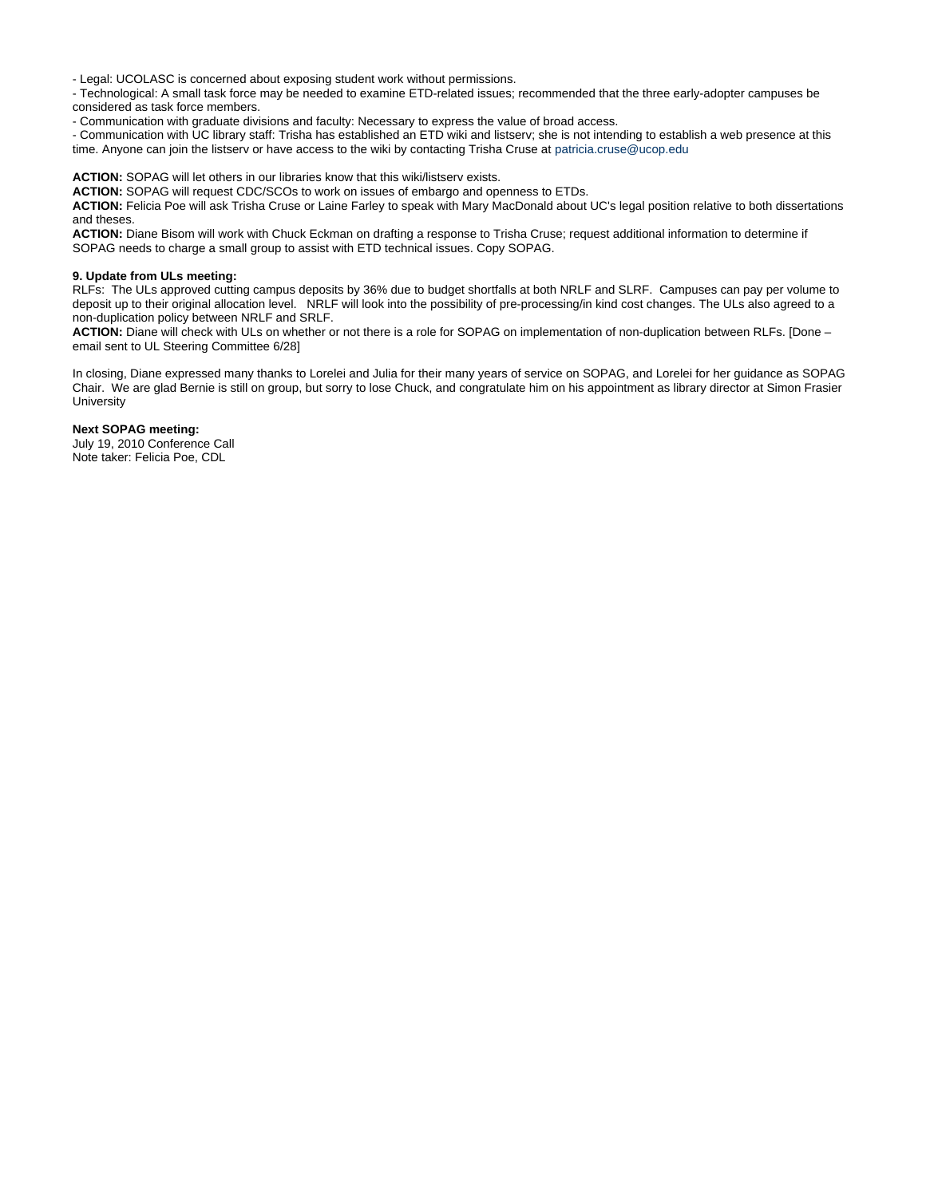- Legal: UCOLASC is concerned about exposing student work without permissions.
- Technological: A small task force may be needed to examine ETD-related issues; recommended that the three early-adopter campuses be considered as task force members.
- Communication with graduate divisions and faculty: Necessary to express the value of broad access.
- Communication with UC library staff: Trisha has established an ETD wiki and listserv; she is not intending to establish a web presence at this time. Anyone can join the listserv or have access to the wiki by contacting Trisha Cruse at patricia.cruse@ucop.edu

**ACTION:** SOPAG will let others in our libraries know that this wiki/listserv exists.
**ACTION:** SOPAG will request CDC/SCOs to work on issues of embargo and openness to ETDs.
**ACTION:** Felicia Poe will ask Trisha Cruse or Laine Farley to speak with Mary MacDonald about UC's legal position relative to both dissertations and theses.
**ACTION:** Diane Bisom will work with Chuck Eckman on drafting a response to Trisha Cruse; request additional information to determine if SOPAG needs to charge a small group to assist with ETD technical issues. Copy SOPAG.

**9. Update from ULs meeting:**
RLFs: The ULs approved cutting campus deposits by 36% due to budget shortfalls at both NRLF and SLRF. Campuses can pay per volume to deposit up to their original allocation level. NRLF will look into the possibility of pre-processing/in kind cost changes. The ULs also agreed to a non-duplication policy between NRLF and SRLF.
**ACTION:** Diane will check with ULs on whether or not there is a role for SOPAG on implementation of non-duplication between RLFs. [Done – email sent to UL Steering Committee 6/28]

In closing, Diane expressed many thanks to Lorelei and Julia for their many years of service on SOPAG, and Lorelei for her guidance as SOPAG Chair. We are glad Bernie is still on group, but sorry to lose Chuck, and congratulate him on his appointment as library director at Simon Frasier University

**Next SOPAG meeting:**
July 19, 2010 Conference Call
Note taker: Felicia Poe, CDL